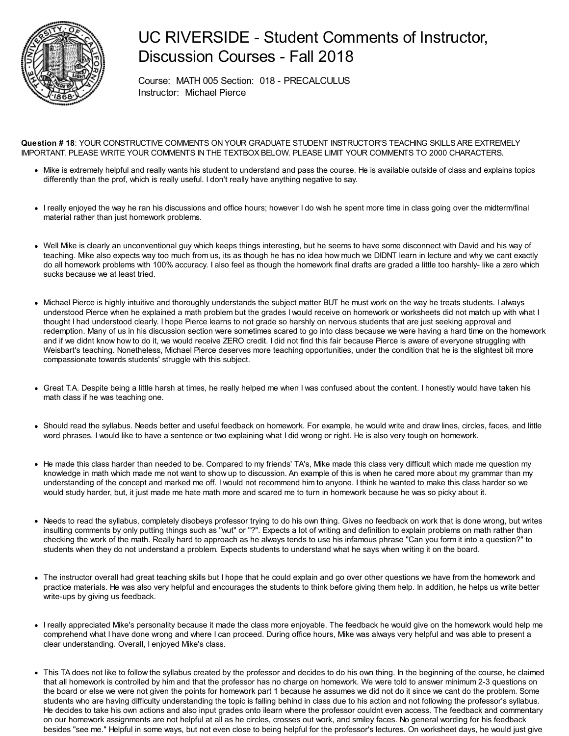# UC RIVERSIDE - Student Comments of Instructor, Discussion Courses - Fall 2018

Course: MATH 005 Section: 018 - PRECALCULUS
Instructor: Michael Pierce

**Question # 18**: YOUR CONSTRUCTIVE COMMENTS ON YOUR GRADUATE STUDENT INSTRUCTOR'S TEACHING SKILLS ARE EXTREMELY IMPORTANT. PLEASE WRITE YOUR COMMENTS IN THE TEXTBOX BELOW. PLEASE LIMIT YOUR COMMENTS TO 2000 CHARACTERS.

- Mike is extremely helpful and really wants his student to understand and pass the course. He is available outside of class and explains topics differently than the prof, which is really useful. I don't really have anything negative to say.

- I really enjoyed the way he ran his discussions and office hours; however I do wish he spent more time in class going over the midterm/final material rather than just homework problems.

- Well Mike is clearly an unconventional guy which keeps things interesting, but he seems to have some disconnect with David and his way of teaching. Mike also expects way too much from us, its as though he has no idea how much we DIDNT learn in lecture and why we cant exactly do all homework problems with 100% accuracy. I also feel as though the homework final drafts are graded a little too harshly- like a zero which sucks because we at least tried.

- Michael Pierce is highly intuitive and thoroughly understands the subject matter BUT he must work on the way he treats students. I always understood Pierce when he explained a math problem but the grades I would receive on homework or worksheets did not match up with what I thought I had understood clearly. I hope Pierce learns to not grade so harshly on nervous students that are just seeking approval and redemption. Many of us in his discussion section were sometimes scared to go into class because we were having a hard time on the homework and if we didnt know how to do it, we would receive ZERO credit. I did not find this fair because Pierce is aware of everyone struggling with Weisbart's teaching. Nonetheless, Michael Pierce deserves more teaching opportunities, under the condition that he is the slightest bit more compassionate towards students' struggle with this subject.

- Great T.A. Despite being a little harsh at times, he really helped me when I was confused about the content. I honestly would have taken his math class if he was teaching one.

- Should read the syllabus. Needs better and useful feedback on homework. For example, he would write and draw lines, circles, faces, and little word phrases. I would like to have a sentence or two explaining what I did wrong or right. He is also very tough on homework.

- He made this class harder than needed to be. Compared to my friends' TA's, Mike made this class very difficult which made me question my knowledge in math which made me not want to show up to discussion. An example of this is when he cared more about my grammar than my understanding of the concept and marked me off. I would not recommend him to anyone. I think he wanted to make this class harder so we would study harder, but, it just made me hate math more and scared me to turn in homework because he was so picky about it.

- Needs to read the syllabus, completely disobeys professor trying to do his own thing. Gives no feedback on work that is done wrong, but writes insulting comments by only putting things such as "wut" or "?". Expects a lot of writing and definition to explain problems on math rather than checking the work of the math. Really hard to approach as he always tends to use his infamous phrase "Can you form it into a question?" to students when they do not understand a problem. Expects students to understand what he says when writing it on the board.

- The instructor overall had great teaching skills but I hope that he could explain and go over other questions we have from the homework and practice materials. He was also very helpful and encourages the students to think before giving them help. In addition, he helps us write better write-ups by giving us feedback.

- I really appreciated Mike's personality because it made the class more enjoyable. The feedback he would give on the homework would help me comprehend what I have done wrong and where I can proceed. During office hours, Mike was always very helpful and was able to present a clear understanding. Overall, I enjoyed Mike's class.

- This TA does not like to follow the syllabus created by the professor and decides to do his own thing. In the beginning of the course, he claimed that all homework is controlled by him and that the professor has no charge on homework. We were told to answer minimum 2-3 questions on the board or else we were not given the points for homework part 1 because he assumes we did not do it since we cant do the problem. Some students who are having difficulty understanding the topic is falling behind in class due to his action and not following the professor's syllabus. He decides to take his own actions and also input grades onto ilearn where the professor couldnt even access. The feedback and commentary on our homework assignments are not helpful at all as he circles, crosses out work, and smiley faces. No general wording for his feedback besides "see me." Helpful in some ways, but not even close to being helpful for the professor's lectures. On worksheet days, he would just give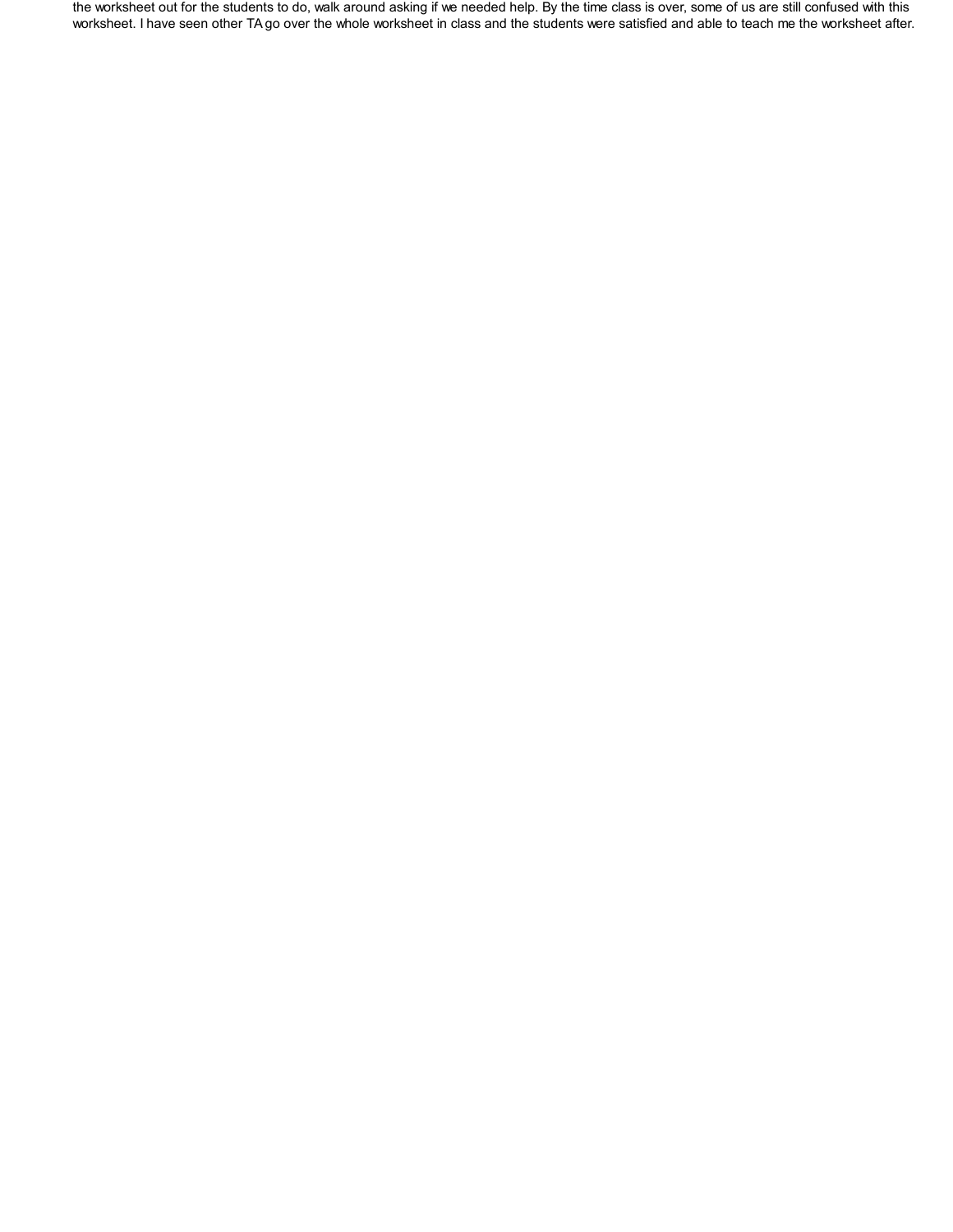the worksheet out for the students to do, walk around asking if we needed help. By the time class is over, some of us are still confused with this worksheet. I have seen other TA go over the whole worksheet in class and the students were satisfied and able to teach me the worksheet after.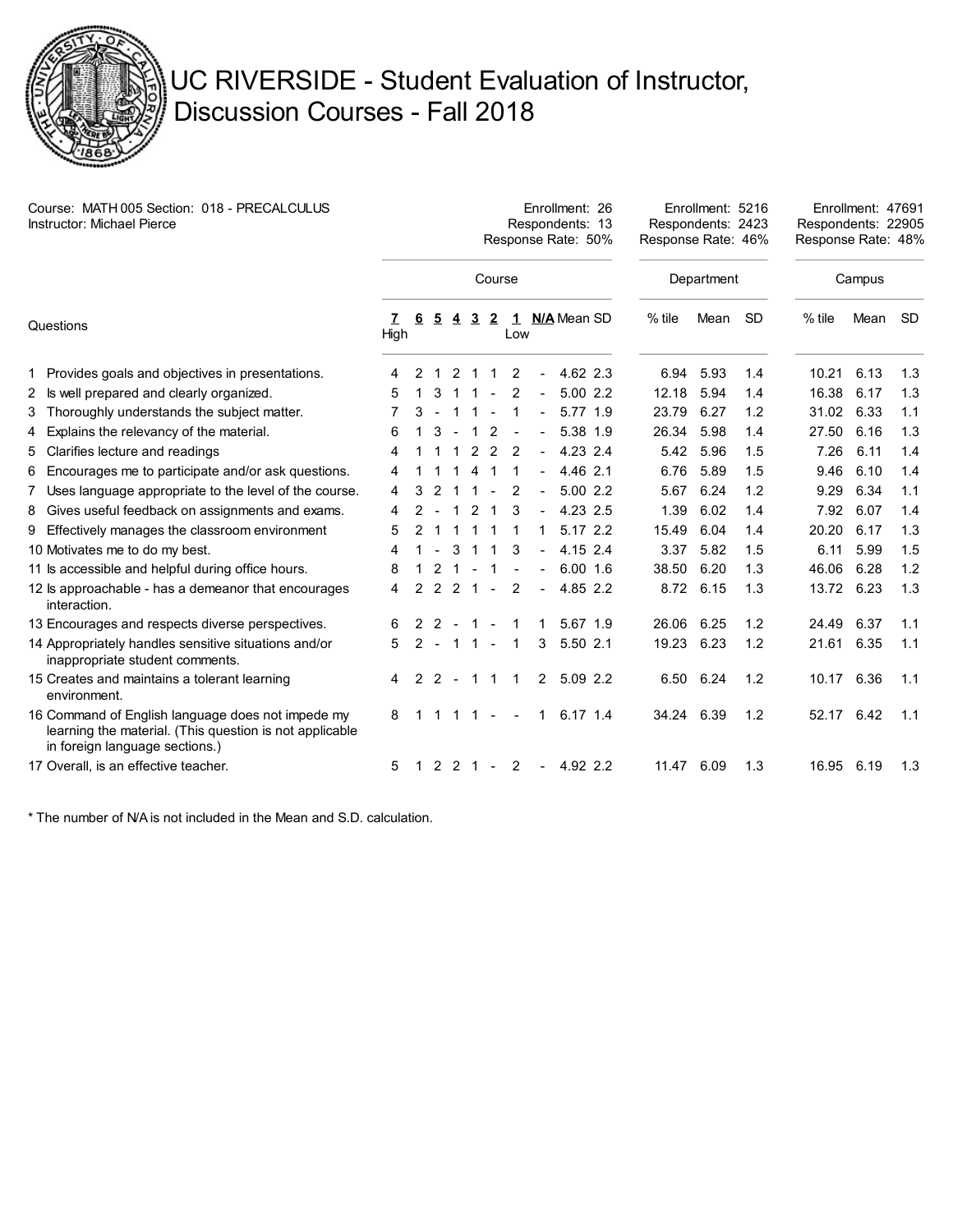# UC RIVERSIDE - Student Evaluation of Instructor, Discussion Courses - Fall 2018

Course: MATH 005 Section: 018 - PRECALCULUS
Instructor: Michael Pierce

| | Course | Department | Campus |
|---|---|---|---|
| Enrollment | 26 | 5216 | 47691 |
| Respondents | 13 | 2423 | 22905 |
| Response Rate | 50% | 46% | 48% |

| Questions | 7 High | 6 | 5 | 4 | 3 | 2 | 1 Low | N/A | Mean | SD | Dept. % tile | Dept. Mean | Dept. SD | Campus % tile | Campus Mean | Campus SD |
|---|---|---|---|---|---|---|---|---|---|---|---|---|---|---|---|---|
| 1 Provides goals and objectives in presentations. | 4 | 2 | 1 | 2 | 1 | 1 | 2 | - | 4.62 | 2.3 | 6.94 | 5.93 | 1.4 | 10.21 | 6.13 | 1.3 |
| 2 Is well prepared and clearly organized. | 5 | 1 | 3 | 1 | 1 | - | 2 | - | 5.00 | 2.2 | 12.18 | 5.94 | 1.4 | 16.38 | 6.17 | 1.3 |
| 3 Thoroughly understands the subject matter. | 7 | 3 | - | 1 | 1 | - | 1 | - | 5.77 | 1.9 | 23.79 | 6.27 | 1.2 | 31.02 | 6.33 | 1.1 |
| 4 Explains the relevancy of the material. | 6 | 1 | 3 | - | 1 | 2 | - | - | 5.38 | 1.9 | 26.34 | 5.98 | 1.4 | 27.50 | 6.16 | 1.3 |
| 5 Clarifies lecture and readings | 4 | 1 | 1 | 1 | 2 | 2 | 2 | - | 4.23 | 2.4 | 5.42 | 5.96 | 1.5 | 7.26 | 6.11 | 1.4 |
| 6 Encourages me to participate and/or ask questions. | 4 | 1 | 1 | 1 | 4 | 1 | 1 | - | 4.46 | 2.1 | 6.76 | 5.89 | 1.5 | 9.46 | 6.10 | 1.4 |
| 7 Uses language appropriate to the level of the course. | 4 | 3 | 2 | 1 | 1 | - | 2 | - | 5.00 | 2.2 | 5.67 | 6.24 | 1.2 | 9.29 | 6.34 | 1.1 |
| 8 Gives useful feedback on assignments and exams. | 4 | 2 | - | 1 | 2 | 1 | 3 | - | 4.23 | 2.5 | 1.39 | 6.02 | 1.4 | 7.92 | 6.07 | 1.4 |
| 9 Effectively manages the classroom environment | 5 | 2 | 1 | 1 | 1 | 1 | 1 | 1 | 5.17 | 2.2 | 15.49 | 6.04 | 1.4 | 20.20 | 6.17 | 1.3 |
| 10 Motivates me to do my best. | 4 | 1 | - | 3 | 1 | 1 | 3 | - | 4.15 | 2.4 | 3.37 | 5.82 | 1.5 | 6.11 | 5.99 | 1.5 |
| 11 Is accessible and helpful during office hours. | 8 | 1 | 2 | 1 | - | 1 | - | - | 6.00 | 1.6 | 38.50 | 6.20 | 1.3 | 46.06 | 6.28 | 1.2 |
| 12 Is approachable - has a demeanor that encourages interaction. | 4 | 2 | 2 | 2 | 1 | - | 2 | - | 4.85 | 2.2 | 8.72 | 6.15 | 1.3 | 13.72 | 6.23 | 1.3 |
| 13 Encourages and respects diverse perspectives. | 6 | 2 | 2 | - | 1 | - | 1 | 1 | 5.67 | 1.9 | 26.06 | 6.25 | 1.2 | 24.49 | 6.37 | 1.1 |
| 14 Appropriately handles sensitive situations and/or inappropriate student comments. | 5 | 2 | - | 1 | 1 | - | 1 | 3 | 5.50 | 2.1 | 19.23 | 6.23 | 1.2 | 21.61 | 6.35 | 1.1 |
| 15 Creates and maintains a tolerant learning environment. | 4 | 2 | 2 | - | 1 | 1 | 1 | 2 | 5.09 | 2.2 | 6.50 | 6.24 | 1.2 | 10.17 | 6.36 | 1.1 |
| 16 Command of English language does not impede my learning the material. (This question is not applicable in foreign language sections.) | 8 | 1 | 1 | 1 | 1 | - | - | 1 | 6.17 | 1.4 | 34.24 | 6.39 | 1.2 | 52.17 | 6.42 | 1.1 |
| 17 Overall, is an effective teacher. | 5 | 1 | 2 | 2 | 1 | - | 2 | - | 4.92 | 2.2 | 11.47 | 6.09 | 1.3 | 16.95 | 6.19 | 1.3 |

* The number of N/A is not included in the Mean and S.D. calculation.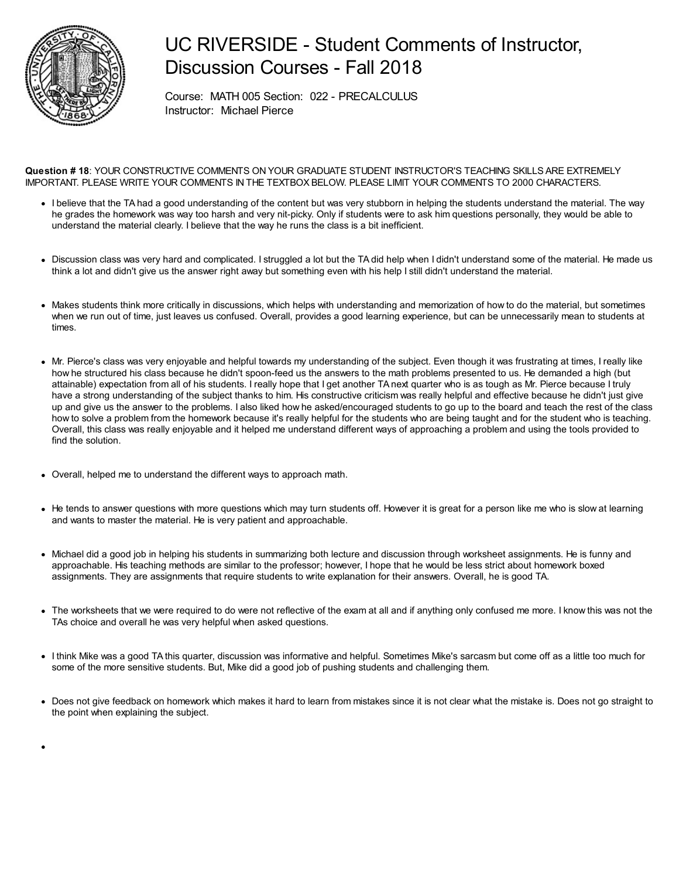# UC RIVERSIDE - Student Comments of Instructor, Discussion Courses - Fall 2018

Course: MATH 005 Section: 022 - PRECALCULUS
Instructor: Michael Pierce

**Question # 18**: YOUR CONSTRUCTIVE COMMENTS ON YOUR GRADUATE STUDENT INSTRUCTOR'S TEACHING SKILLS ARE EXTREMELY IMPORTANT. PLEASE WRITE YOUR COMMENTS IN THE TEXTBOX BELOW. PLEASE LIMIT YOUR COMMENTS TO 2000 CHARACTERS.

- I believe that the TA had a good understanding of the content but was very stubborn in helping the students understand the material. The way he grades the homework was way too harsh and very nit-picky. Only if students were to ask him questions personally, they would be able to understand the material clearly. I believe that the way he runs the class is a bit inefficient.

- Discussion class was very hard and complicated. I struggled a lot but the TA did help when I didn't understand some of the material. He made us think a lot and didn't give us the answer right away but something even with his help I still didn't understand the material.

- Makes students think more critically in discussions, which helps with understanding and memorization of how to do the material, but sometimes when we run out of time, just leaves us confused. Overall, provides a good learning experience, but can be unnecessarily mean to students at times.

- Mr. Pierce's class was very enjoyable and helpful towards my understanding of the subject. Even though it was frustrating at times, I really like how he structured his class because he didn't spoon-feed us the answers to the math problems presented to us. He demanded a high (but attainable) expectation from all of his students. I really hope that I get another TA next quarter who is as tough as Mr. Pierce because I truly have a strong understanding of the subject thanks to him. His constructive criticism was really helpful and effective because he didn't just give up and give us the answer to the problems. I also liked how he asked/encouraged students to go up to the board and teach the rest of the class how to solve a problem from the homework because it's really helpful for the students who are being taught and for the student who is teaching. Overall, this class was really enjoyable and it helped me understand different ways of approaching a problem and using the tools provided to find the solution.

- Overall, helped me to understand the different ways to approach math.

- He tends to answer questions with more questions which may turn students off. However it is great for a person like me who is slow at learning and wants to master the material. He is very patient and approachable.

- Michael did a good job in helping his students in summarizing both lecture and discussion through worksheet assignments. He is funny and approachable. His teaching methods are similar to the professor; however, I hope that he would be less strict about homework boxed assignments. They are assignments that require students to write explanation for their answers. Overall, he is good TA.

- The worksheets that we were required to do were not reflective of the exam at all and if anything only confused me more. I know this was not the TAs choice and overall he was very helpful when asked questions.

- I think Mike was a good TA this quarter, discussion was informative and helpful. Sometimes Mike's sarcasm but come off as a little too much for some of the more sensitive students. But, Mike did a good job of pushing students and challenging them.

- Does not give feedback on homework which makes it hard to learn from mistakes since it is not clear what the mistake is. Does not go straight to the point when explaining the subject.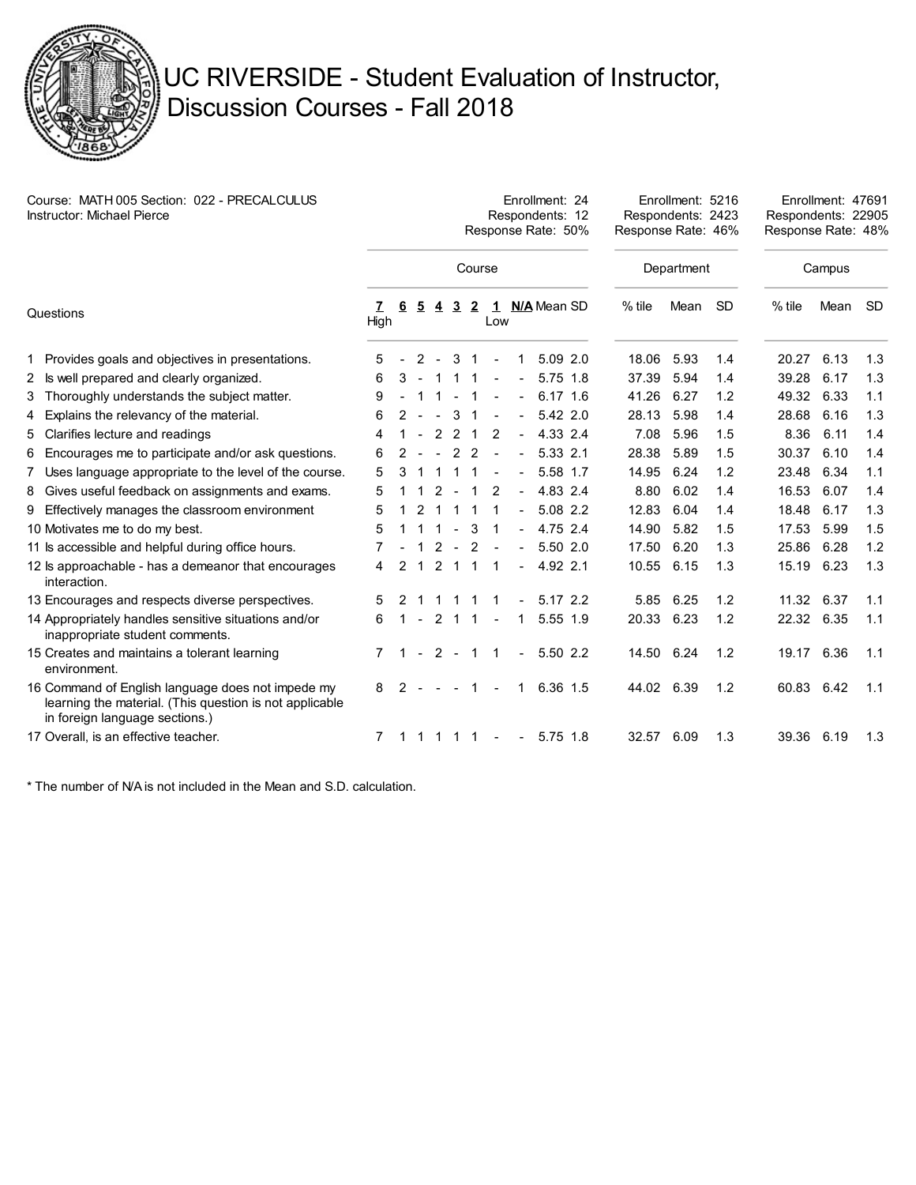# UC RIVERSIDE - Student Evaluation of Instructor, Discussion Courses - Fall 2018

Course: MATH 005 Section: 022 - PRECALCULUS
Instructor: Michael Pierce

| | Course | Department | Campus |
|---|---|---|---|
| | Enrollment: 24 | Enrollment: 5216 | Enrollment: 47691 |
| | Respondents: 12 | Respondents: 2423 | Respondents: 22905 |
| | Response Rate: 50% | Response Rate: 46% | Response Rate: 48% |

| Questions | 7 High | 6 | 5 | 4 | 3 | 2 | 1 Low | N/A | Mean | SD | Dept. % tile | Dept. Mean | Dept. SD | Campus % tile | Campus Mean | Campus SD |
|---|---|---|---|---|---|---|---|---|---|---|---|---|---|---|---|---|
| 1 Provides goals and objectives in presentations. | 5 | - | 2 | - | 3 | 1 | - | 1 | 5.09 | 2.0 | 18.06 | 5.93 | 1.4 | 20.27 | 6.13 | 1.3 |
| 2 Is well prepared and clearly organized. | 6 | 3 | - | 1 | 1 | 1 | - | - | 5.75 | 1.8 | 37.39 | 5.94 | 1.4 | 39.28 | 6.17 | 1.3 |
| 3 Thoroughly understands the subject matter. | 9 | - | 1 | 1 | - | 1 | - | - | 6.17 | 1.6 | 41.26 | 6.27 | 1.2 | 49.32 | 6.33 | 1.1 |
| 4 Explains the relevancy of the material. | 6 | 2 | - | - | 3 | 1 | - | - | 5.42 | 2.0 | 28.13 | 5.98 | 1.4 | 28.68 | 6.16 | 1.3 |
| 5 Clarifies lecture and readings | 4 | 1 | - | 2 | 2 | 1 | 2 | - | 4.33 | 2.4 | 7.08 | 5.96 | 1.5 | 8.36 | 6.11 | 1.4 |
| 6 Encourages me to participate and/or ask questions. | 6 | 2 | - | - | 2 | 2 | - | - | 5.33 | 2.1 | 28.38 | 5.89 | 1.5 | 30.37 | 6.10 | 1.4 |
| 7 Uses language appropriate to the level of the course. | 5 | 3 | 1 | 1 | 1 | 1 | - | - | 5.58 | 1.7 | 14.95 | 6.24 | 1.2 | 23.48 | 6.34 | 1.1 |
| 8 Gives useful feedback on assignments and exams. | 5 | 1 | 1 | 2 | - | 1 | 2 | - | 4.83 | 2.4 | 8.80 | 6.02 | 1.4 | 16.53 | 6.07 | 1.4 |
| 9 Effectively manages the classroom environment | 5 | 1 | 2 | 1 | 1 | 1 | 1 | - | 5.08 | 2.2 | 12.83 | 6.04 | 1.4 | 18.48 | 6.17 | 1.3 |
| 10 Motivates me to do my best. | 5 | 1 | 1 | 1 | - | 3 | 1 | - | 4.75 | 2.4 | 14.90 | 5.82 | 1.5 | 17.53 | 5.99 | 1.5 |
| 11 Is accessible and helpful during office hours. | 7 | - | 1 | 2 | - | 2 | - | - | 5.50 | 2.0 | 17.50 | 6.20 | 1.3 | 25.86 | 6.28 | 1.2 |
| 12 Is approachable - has a demeanor that encourages interaction. | 4 | 2 | 1 | 2 | 1 | 1 | 1 | - | 4.92 | 2.1 | 10.55 | 6.15 | 1.3 | 15.19 | 6.23 | 1.3 |
| 13 Encourages and respects diverse perspectives. | 5 | 2 | 1 | 1 | 1 | 1 | 1 | - | 5.17 | 2.2 | 5.85 | 6.25 | 1.2 | 11.32 | 6.37 | 1.1 |
| 14 Appropriately handles sensitive situations and/or inappropriate student comments. | 6 | 1 | - | 2 | 1 | 1 | - | 1 | 5.55 | 1.9 | 20.33 | 6.23 | 1.2 | 22.32 | 6.35 | 1.1 |
| 15 Creates and maintains a tolerant learning environment. | 7 | 1 | - | 2 | - | 1 | 1 | - | 5.50 | 2.2 | 14.50 | 6.24 | 1.2 | 19.17 | 6.36 | 1.1 |
| 16 Command of English language does not impede my learning the material. (This question is not applicable in foreign language sections.) | 8 | 2 | - | - | - | 1 | - | 1 | 6.36 | 1.5 | 44.02 | 6.39 | 1.2 | 60.83 | 6.42 | 1.1 |
| 17 Overall, is an effective teacher. | 7 | 1 | 1 | 1 | 1 | 1 | - | - | 5.75 | 1.8 | 32.57 | 6.09 | 1.3 | 39.36 | 6.19 | 1.3 |

* The number of N/A is not included in the Mean and S.D. calculation.